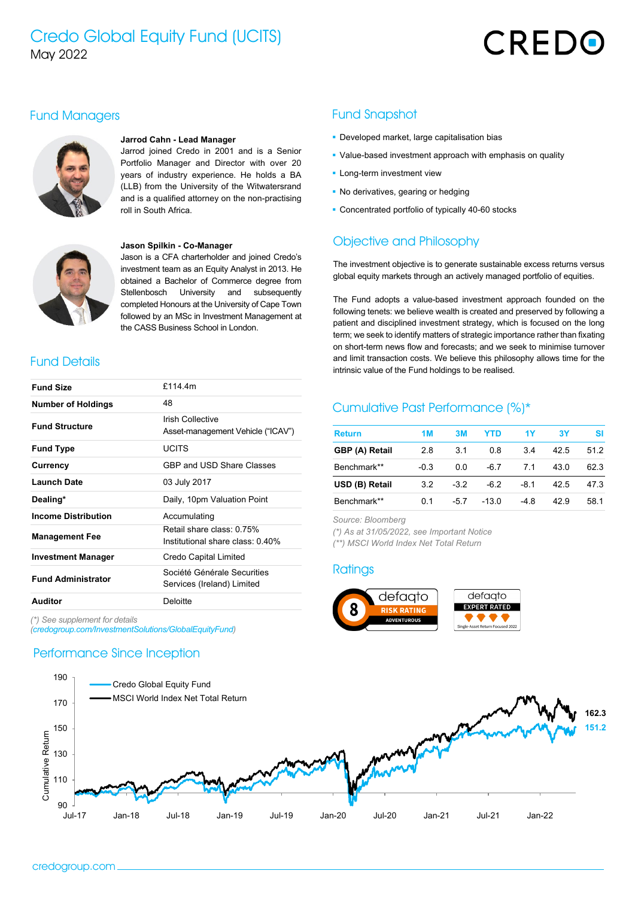# Credo Global Equity Fund (UCITS)

May 2022

CREDO

## Fund Managers

**Jarrod Cahn - Lead Manager**
Jarrod joined Credo in 2001 and is a Senior Portfolio Manager and Director with over 20 years of industry experience. He holds a BA (LLB) from the University of the Witwatersrand and is a qualified attorney on the non-practising roll in South Africa.

**Jason Spilkin - Co-Manager**
Jason is a CFA charterholder and joined Credo's investment team as an Equity Analyst in 2013. He obtained a Bachelor of Commerce degree from Stellenbosch University and subsequently completed Honours at the University of Cape Town followed by an MSc in Investment Management at the CASS Business School in London.

## Fund Details

| | |
|---|---|
| **Fund Size** | £114.4m |
| **Number of Holdings** | 48 |
| **Fund Structure** | Irish Collective Asset-management Vehicle ("ICAV") |
| **Fund Type** | UCITS |
| **Currency** | GBP and USD Share Classes |
| **Launch Date** | 03 July 2017 |
| **Dealing*** | Daily, 10pm Valuation Point |
| **Income Distribution** | Accumulating |
| **Management Fee** | Retail share class: 0.75%<br>Institutional share class: 0.40% |
| **Investment Manager** | Credo Capital Limited |
| **Fund Administrator** | Société Générale Securities Services (Ireland) Limited |
| **Auditor** | Deloitte |

*(\*) See supplement for details (credogroup.com/InvestmentSolutions/GlobalEquityFund)*

## Fund Snapshot

- Developed market, large capitalisation bias
- Value-based investment approach with emphasis on quality
- Long-term investment view
- No derivatives, gearing or hedging
- Concentrated portfolio of typically 40-60 stocks

## Objective and Philosophy

The investment objective is to generate sustainable excess returns versus global equity markets through an actively managed portfolio of equities.

The Fund adopts a value-based investment approach founded on the following tenets: we believe wealth is created and preserved by following a patient and disciplined investment strategy, which is focused on the long term; we seek to identify matters of strategic importance rather than fixating on short-term news flow and forecasts; and we seek to minimise turnover and limit transaction costs. We believe this philosophy allows time for the intrinsic value of the Fund holdings to be realised.

## Cumulative Past Performance (%)*

| Return | 1M | 3M | YTD | 1Y | 3Y | SI |
|---|---|---|---|---|---|---|
| **GBP (A) Retail** | 2.8 | 3.1 | 0.8 | 3.4 | 42.5 | 51.2 |
| Benchmark** | -0.3 | 0.0 | -6.7 | 7.1 | 43.0 | 62.3 |
| **USD (B) Retail** | 3.2 | -3.2 | -6.2 | -8.1 | 42.5 | 47.3 |
| Benchmark** | 0.1 | -5.7 | -13.0 | -4.8 | 42.9 | 58.1 |

*Source: Bloomberg*
*(\*) As at 31/05/2022, see Important Notice*
*(\*\*) MSCI World Index Net Total Return*

## Ratings

defaqto RISK RATING 8 ADVENTUROUS

defaqto EXPERT RATED — Single-Asset Return Focused 2022

## Performance Since Inception

Chart: Cumulative Return (Jul-17 to Jan-22); Credo Global Equity Fund: 151.2; MSCI World Index Net Total Return: 162.3

credogroup.com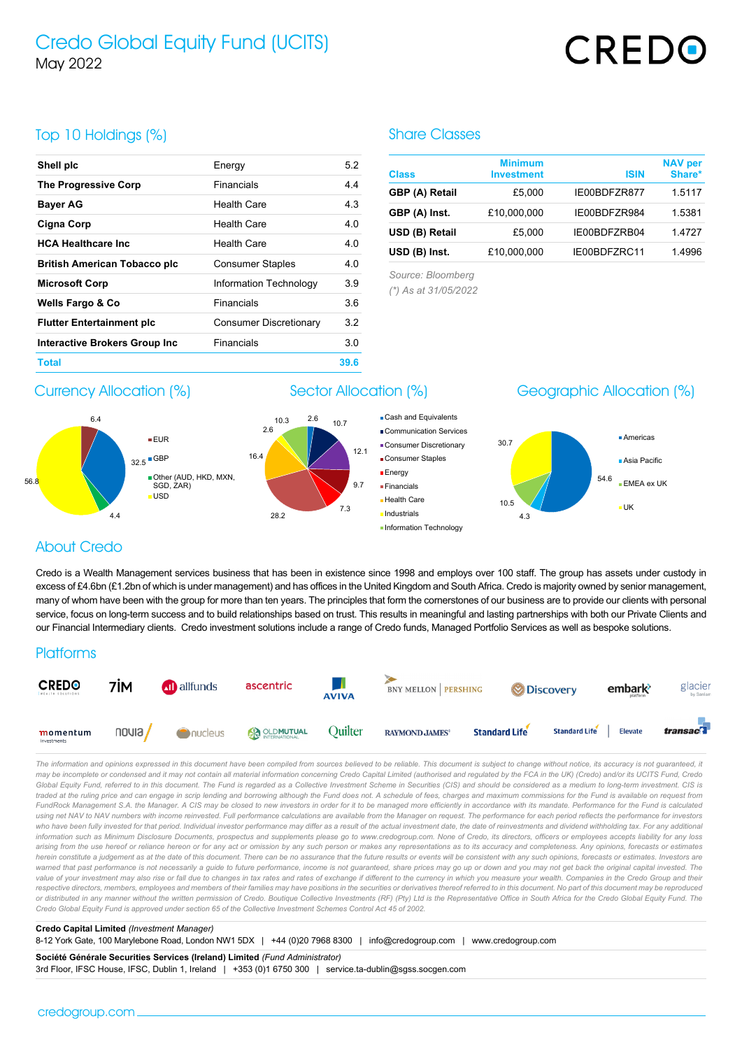# Credo Global Equity Fund (UCITS)

May 2022

## Top 10 Holdings (%)

| | | |
|---|---|---|
| **Shell plc** | Energy | 5.2 |
| **The Progressive Corp** | Financials | 4.4 |
| **Bayer AG** | Health Care | 4.3 |
| **Cigna Corp** | Health Care | 4.0 |
| **HCA Healthcare Inc** | Health Care | 4.0 |
| **British American Tobacco plc** | Consumer Staples | 4.0 |
| **Microsoft Corp** | Information Technology | 3.9 |
| **Wells Fargo & Co** | Financials | 3.6 |
| **Flutter Entertainment plc** | Consumer Discretionary | 3.2 |
| **Interactive Brokers Group Inc** | Financials | 3.0 |
| **Total** | | **39.6** |

## Share Classes

| Class | Minimum Investment | ISIN | NAV per Share* |
|---|---|---|---|
| **GBP (A) Retail** | £5,000 | IE00BDFZR877 | 1.5117 |
| **GBP (A) Inst.** | £10,000,000 | IE00BDFZR984 | 1.5381 |
| **USD (B) Retail** | £5,000 | IE00BDFZRB04 | 1.4727 |
| **USD (B) Inst.** | £10,000,000 | IE00BDFZRC11 | 1.4996 |

*Source: Bloomberg*

*(\*) As at 31/05/2022*

## Currency Allocation (%)

6.4
32.5
56.8
4.4

EUR
GBP
Other (AUD, HKD, MXN, SGD, ZAR)
USD

## Sector Allocation (%)

10.3
2.6
2.6
10.7
12.1
16.4
9.7
7.3
28.2

Cash and Equivalents
Communication Services
Consumer Discretionary
Consumer Staples
Energy
Financials
Health Care
Industrials
Information Technology

## Geographic Allocation (%)

30.7
54.6
10.5
4.3

Americas
Asia Pacific
EMEA ex UK
UK

## About Credo

Credo is a Wealth Management services business that has been in existence since 1998 and employs over 100 staff. The group has assets under custody in excess of £4.6bn (£1.2bn of which is under management) and has offices in the United Kingdom and South Africa. Credo is majority owned by senior management, many of whom have been with the group for more than ten years. The principles that form the cornerstones of our business are to provide our clients with personal service, focus on long-term success and to build relationships based on trust. This results in meaningful and lasting partnerships with both our Private Clients and our Financial Intermediary clients. Credo investment solutions include a range of Credo funds, Managed Portfolio Services as well as bespoke solutions.

## Platforms

CREDO, 7IM, allfunds, ascentric, AVIVA, BNY MELLON | PERSHING, Discovery, embark, glacier, momentum, novia, nucleus, OLDMUTUAL INTERNATIONAL, Quilter, RAYMOND JAMES, Standard Life, Standard Life | Elevate, transact

*The information and opinions expressed in this document have been compiled from sources believed to be reliable. This document is subject to change without notice, its accuracy is not guaranteed, it may be incomplete or condensed and it may not contain all material information concerning Credo Capital Limited (authorised and regulated by the FCA in the UK) (Credo) and/or its UCITS Fund, Credo Global Equity Fund, referred to in this document. The Fund is regarded as a Collective Investment Scheme in Securities (CIS) and should be considered as a medium to long-term investment. CIS is traded at the ruling price and can engage in scrip lending and borrowing although the Fund does not. A schedule of fees, charges and maximum commissions for the Fund is available on request from FundRock Management S.A. the Manager. A CIS may be closed to new investors in order for it to be managed more efficiently in accordance with its mandate. Performance for the Fund is calculated using net NAV to NAV numbers with income reinvested. Full performance calculations are available from the Manager on request. The performance for each period reflects the performance for investors who have been fully invested for that period. Individual investor performance may differ as a result of the actual investment date, the date of reinvestments and dividend withholding tax. For any additional information such as Minimum Disclosure Documents, prospectus and supplements please go to www.credogroup.com. None of Credo, its directors, officers or employees accepts liability for any loss arising from the use hereof or reliance hereon or for any act or omission by any such person or makes any representations as to its accuracy and completeness. Any opinions, forecasts or estimates herein constitute a judgement as at the date of this document. There can be no assurance that the future results or events will be consistent with any such opinions, forecasts or estimates. Investors are warned that past performance is not necessarily a guide to future performance, income is not guaranteed, share prices may go up or down and you may not get back the original capital invested. The value of your investment may also rise or fall due to changes in tax rates and rates of exchange if different to the currency in which you measure your wealth. Companies in the Credo Group and their respective directors, members, employees and members of their families may have positions in the securities or derivatives thereof referred to in this document. No part of this document may be reproduced or distributed in any manner without the written permission of Credo. Boutique Collective Investments (RF) (Pty) Ltd is the Representative Office in South Africa for the Credo Global Equity Fund. The Credo Global Equity Fund is approved under section 65 of the Collective Investment Schemes Control Act 45 of 2002.*

**Credo Capital Limited** *(Investment Manager)*
8-12 York Gate, 100 Marylebone Road, London NW1 5DX | +44 (0)20 7968 8300 | info@credogroup.com | www.credogroup.com

**Société Générale Securities Services (Ireland) Limited** *(Fund Administrator)*
3rd Floor, IFSC House, IFSC, Dublin 1, Ireland | +353 (0)1 6750 300 | service.ta-dublin@sgss.socgen.com

credogroup.com